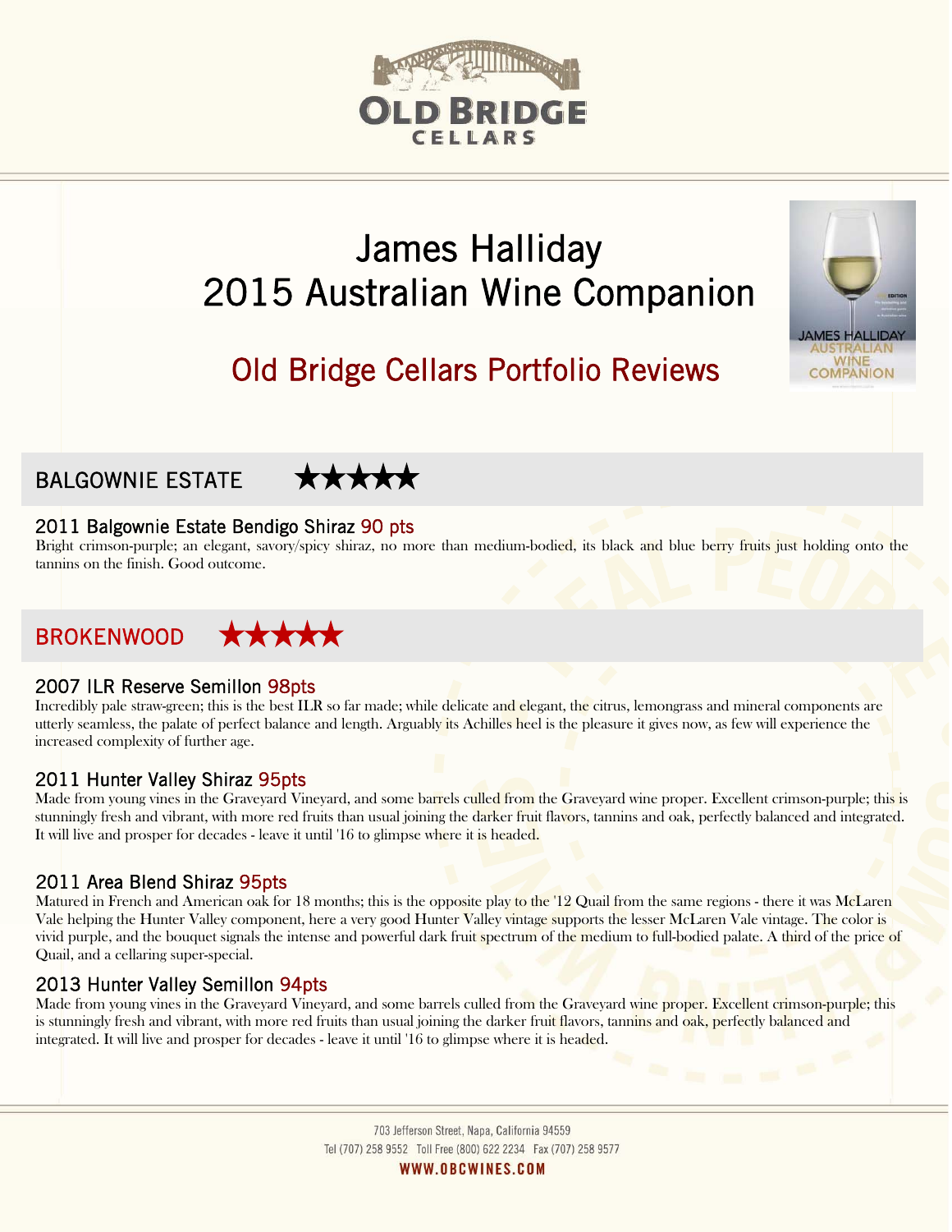# OLD BRIDGE CELLARS

# James Halliday 2015 Australian Wine Companion

## Old Bridge Cellars Portfolio Reviews

## BALGOWNIE ESTATE ★★★★★

### 2011 Balgownie Estate Bendigo Shiraz 90 pts

Bright crimson-purple; an elegant, savory/spicy shiraz, no more than medium-bodied, its black and blue berry fruits just holding onto the tannins on the finish. Good outcome.

## BROKENWOOD ★★★★★

### 2007 ILR Reserve Semillon 98pts

Incredibly pale straw-green; this is the best ILR so far made; while delicate and elegant, the citrus, lemongrass and mineral components are utterly seamless, the palate of perfect balance and length. Arguably its Achilles heel is the pleasure it gives now, as few will experience the increased complexity of further age.

### 2011 Hunter Valley Shiraz 95pts

Made from young vines in the Graveyard Vineyard, and some barrels culled from the Graveyard wine proper. Excellent crimson-purple; this is stunningly fresh and vibrant, with more red fruits than usual joining the darker fruit flavors, tannins and oak, perfectly balanced and integrated. It will live and prosper for decades - leave it until '16 to glimpse where it is headed.

### 2011 Area Blend Shiraz 95pts

Matured in French and American oak for 18 months; this is the opposite play to the '12 Quail from the same regions - there it was McLaren Vale helping the Hunter Valley component, here a very good Hunter Valley vintage supports the lesser McLaren Vale vintage. The color is vivid purple, and the bouquet signals the intense and powerful dark fruit spectrum of the medium to full-bodied palate. A third of the price of Quail, and a cellaring super-special.

### 2013 Hunter Valley Semillon 94pts

Made from young vines in the Graveyard Vineyard, and some barrels culled from the Graveyard wine proper. Excellent crimson-purple; this is stunningly fresh and vibrant, with more red fruits than usual joining the darker fruit flavors, tannins and oak, perfectly balanced and integrated. It will live and prosper for decades - leave it until '16 to glimpse where it is headed.

703 Jefferson Street, Napa, California 94559
Tel (707) 258 9552 Toll Free (800) 622 2234 Fax (707) 258 9577
WWW.OBCWINES.COM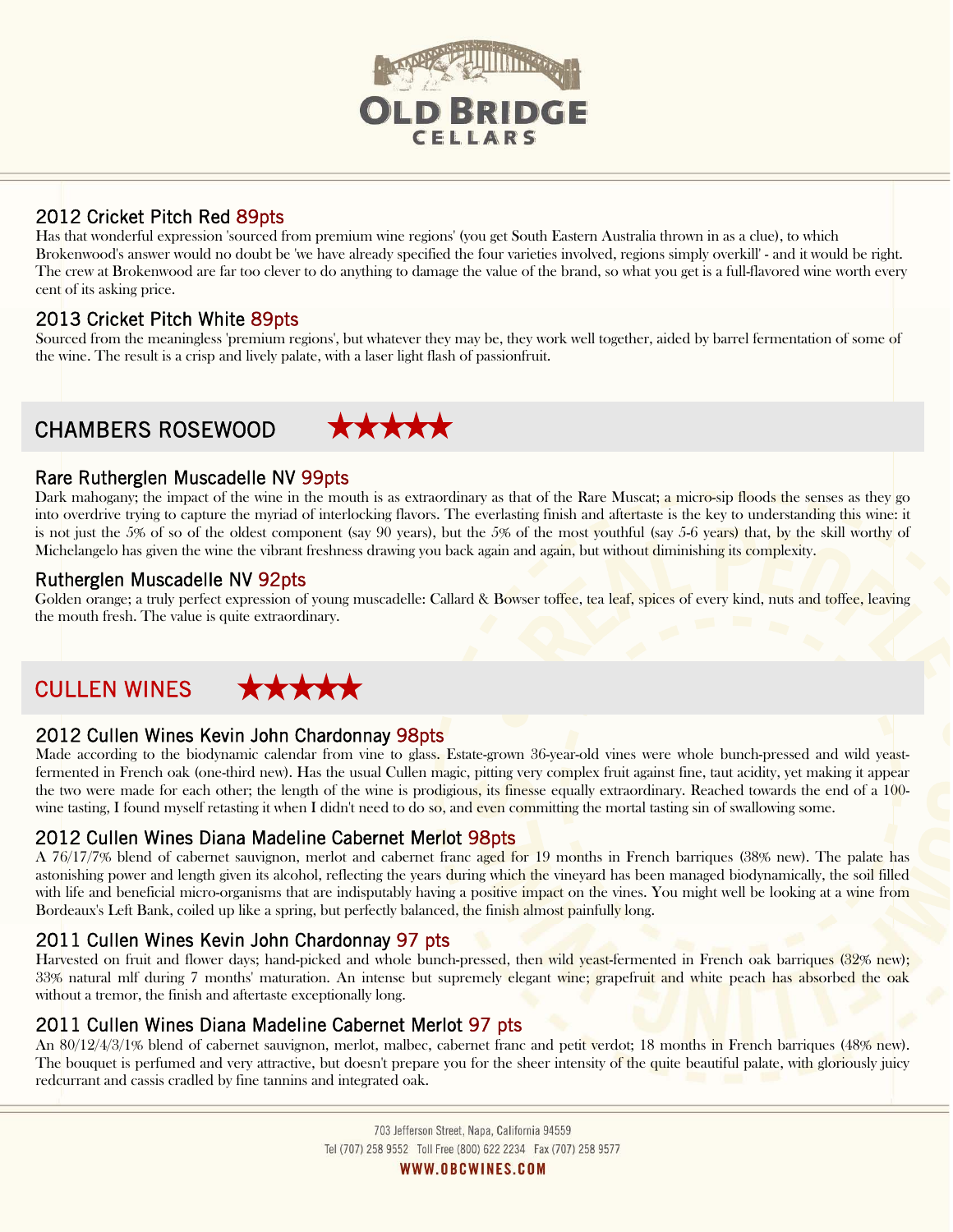### 2012 Cricket Pitch Red 89pts

Has that wonderful expression 'sourced from premium wine regions' (you get South Eastern Australia thrown in as a clue), to which Brokenwood's answer would no doubt be 'we have already specified the four varieties involved, regions simply overkill' - and it would be right. The crew at Brokenwood are far too clever to do anything to damage the value of the brand, so what you get is a full-flavored wine worth every cent of its asking price.

### 2013 Cricket Pitch White 89pts

Sourced from the meaningless 'premium regions', but whatever they may be, they work well together, aided by barrel fermentation of some of the wine. The result is a crisp and lively palate, with a laser light flash of passionfruit.

## CHAMBERS ROSEWOOD ★★★★★

### Rare Rutherglen Muscadelle NV 99pts

Dark mahogany; the impact of the wine in the mouth is as extraordinary as that of the Rare Muscat; a micro-sip floods the senses as they go into overdrive trying to capture the myriad of interlocking flavors. The everlasting finish and aftertaste is the key to understanding this wine: it is not just the 5% of so of the oldest component (say 90 years), but the 5% of the most youthful (say 5-6 years) that, by the skill worthy of Michelangelo has given the wine the vibrant freshness drawing you back again and again, but without diminishing its complexity.

### Rutherglen Muscadelle NV 92pts

Golden orange; a truly perfect expression of young muscadelle: Callard & Bowser toffee, tea leaf, spices of every kind, nuts and toffee, leaving the mouth fresh. The value is quite extraordinary.

## CULLEN WINES ★★★★★

### 2012 Cullen Wines Kevin John Chardonnay 98pts

Made according to the biodynamic calendar from vine to glass. Estate-grown 36-year-old vines were whole bunch-pressed and wild yeast-fermented in French oak (one-third new). Has the usual Cullen magic, pitting very complex fruit against fine, taut acidity, yet making it appear the two were made for each other; the length of the wine is prodigious, its finesse equally extraordinary. Reached towards the end of a 100-wine tasting, I found myself retasting it when I didn't need to do so, and even committing the mortal tasting sin of swallowing some.

### 2012 Cullen Wines Diana Madeline Cabernet Merlot 98pts

A 76/17/7% blend of cabernet sauvignon, merlot and cabernet franc aged for 19 months in French barriques (38% new). The palate has astonishing power and length given its alcohol, reflecting the years during which the vineyard has been managed biodynamically, the soil filled with life and beneficial micro-organisms that are indisputably having a positive impact on the vines. You might well be looking at a wine from Bordeaux's Left Bank, coiled up like a spring, but perfectly balanced, the finish almost painfully long.

### 2011 Cullen Wines Kevin John Chardonnay 97 pts

Harvested on fruit and flower days; hand-picked and whole bunch-pressed, then wild yeast-fermented in French oak barriques (32% new); 33% natural mlf during 7 months' maturation. An intense but supremely elegant wine; grapefruit and white peach has absorbed the oak without a tremor, the finish and aftertaste exceptionally long.

### 2011 Cullen Wines Diana Madeline Cabernet Merlot 97 pts

An 80/12/4/3/1% blend of cabernet sauvignon, merlot, malbec, cabernet franc and petit verdot; 18 months in French barriques (48% new). The bouquet is perfumed and very attractive, but doesn't prepare you for the sheer intensity of the quite beautiful palate, with gloriously juicy redcurrant and cassis cradled by fine tannins and integrated oak.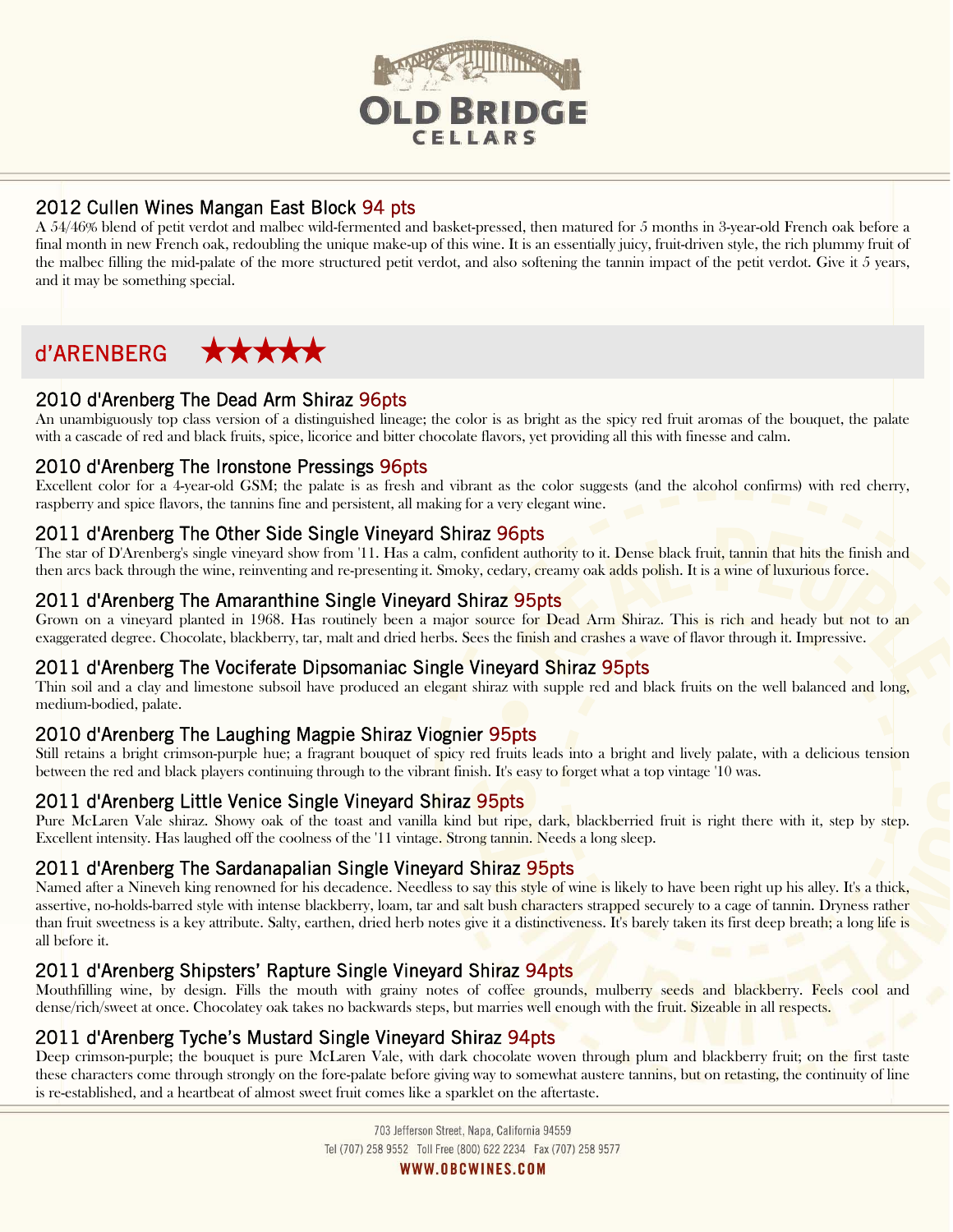### 2012 Cullen Wines Mangan East Block 94 pts

A 54/46% blend of petit verdot and malbec wild-fermented and basket-pressed, then matured for 5 months in 3-year-old French oak before a final month in new French oak, redoubling the unique make-up of this wine. It is an essentially juicy, fruit-driven style, the rich plummy fruit of the malbec filling the mid-palate of the more structured petit verdot, and also softening the tannin impact of the petit verdot. Give it 5 years, and it may be something special.

## d'ARENBERG ★★★★★

### 2010 d'Arenberg The Dead Arm Shiraz 96pts

An unambiguously top class version of a distinguished lineage; the color is as bright as the spicy red fruit aromas of the bouquet, the palate with a cascade of red and black fruits, spice, licorice and bitter chocolate flavors, yet providing all this with finesse and calm.

### 2010 d'Arenberg The Ironstone Pressings 96pts

Excellent color for a 4-year-old GSM; the palate is as fresh and vibrant as the color suggests (and the alcohol confirms) with red cherry, raspberry and spice flavors, the tannins fine and persistent, all making for a very elegant wine.

### 2011 d'Arenberg The Other Side Single Vineyard Shiraz 96pts

The star of D'Arenberg's single vineyard show from '11. Has a calm, confident authority to it. Dense black fruit, tannin that hits the finish and then arcs back through the wine, reinventing and re-presenting it. Smoky, cedary, creamy oak adds polish. It is a wine of luxurious force.

### 2011 d'Arenberg The Amaranthine Single Vineyard Shiraz 95pts

Grown on a vineyard planted in 1968. Has routinely been a major source for Dead Arm Shiraz. This is rich and heady but not to an exaggerated degree. Chocolate, blackberry, tar, malt and dried herbs. Sees the finish and crashes a wave of flavor through it. Impressive.

### 2011 d'Arenberg The Vociferate Dipsomaniac Single Vineyard Shiraz 95pts

Thin soil and a clay and limestone subsoil have produced an elegant shiraz with supple red and black fruits on the well balanced and long, medium-bodied, palate.

### 2010 d'Arenberg The Laughing Magpie Shiraz Viognier 95pts

Still retains a bright crimson-purple hue; a fragrant bouquet of spicy red fruits leads into a bright and lively palate, with a delicious tension between the red and black players continuing through to the vibrant finish. It's easy to forget what a top vintage '10 was.

### 2011 d'Arenberg Little Venice Single Vineyard Shiraz 95pts

Pure McLaren Vale shiraz. Showy oak of the toast and vanilla kind but ripe, dark, blackberried fruit is right there with it, step by step. Excellent intensity. Has laughed off the coolness of the '11 vintage. Strong tannin. Needs a long sleep.

### 2011 d'Arenberg The Sardanapalian Single Vineyard Shiraz 95pts

Named after a Nineveh king renowned for his decadence. Needless to say this style of wine is likely to have been right up his alley. It's a thick, assertive, no-holds-barred style with intense blackberry, loam, tar and salt bush characters strapped securely to a cage of tannin. Dryness rather than fruit sweetness is a key attribute. Salty, earthen, dried herb notes give it a distinctiveness. It's barely taken its first deep breath; a long life is all before it.

### 2011 d'Arenberg Shipsters' Rapture Single Vineyard Shiraz 94pts

Mouthfilling wine, by design. Fills the mouth with grainy notes of coffee grounds, mulberry seeds and blackberry. Feels cool and dense/rich/sweet at once. Chocolatey oak takes no backwards steps, but marries well enough with the fruit. Sizeable in all respects.

### 2011 d'Arenberg Tyche's Mustard Single Vineyard Shiraz 94pts

Deep crimson-purple; the bouquet is pure McLaren Vale, with dark chocolate woven through plum and blackberry fruit; on the first taste these characters come through strongly on the fore-palate before giving way to somewhat austere tannins, but on retasting, the continuity of line is re-established, and a heartbeat of almost sweet fruit comes like a sparklet on the aftertaste.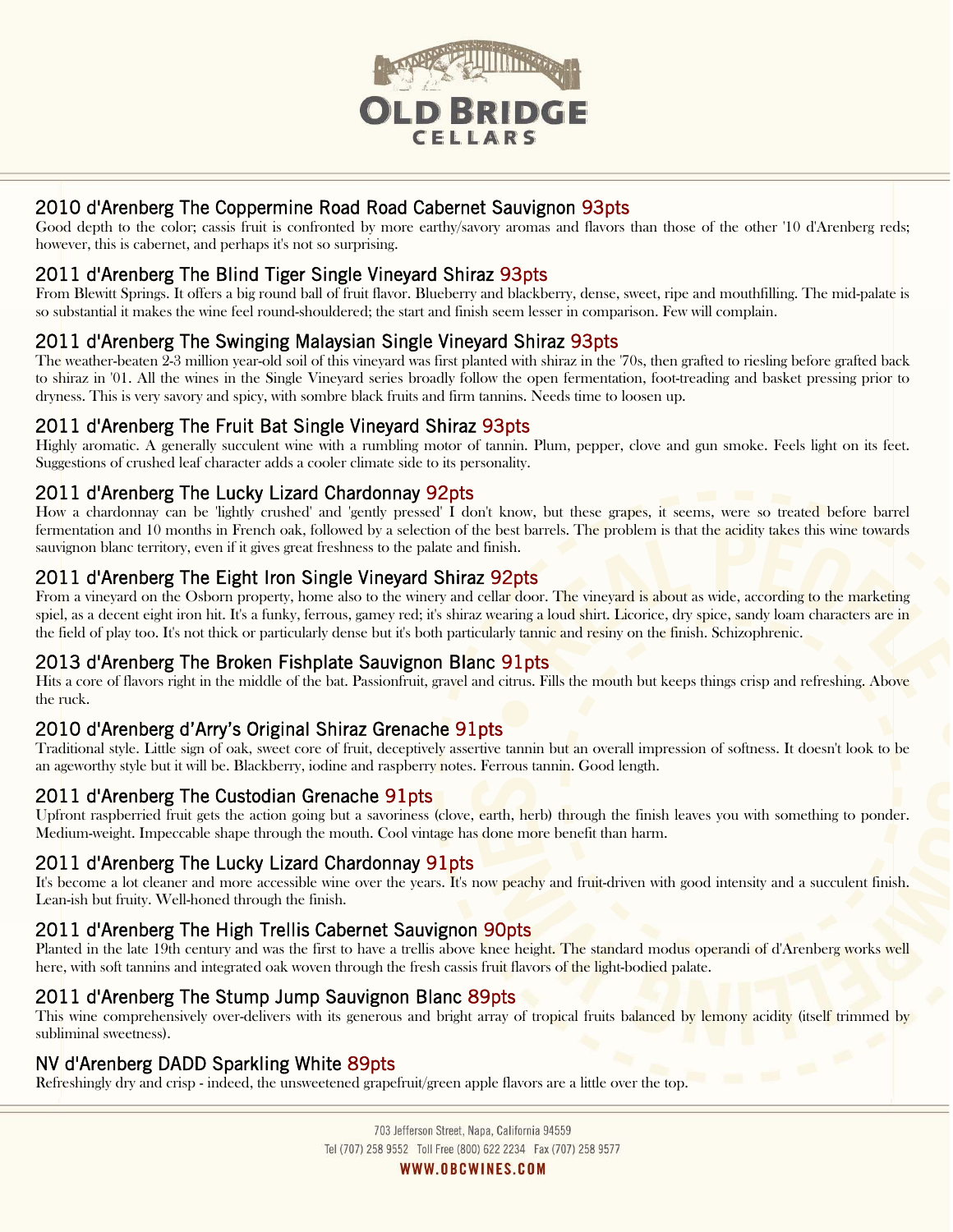# OLD BRIDGE CELLARS

## 2010 d'Arenberg The Coppermine Road Road Cabernet Sauvignon 93pts

Good depth to the color; cassis fruit is confronted by more earthy/savory aromas and flavors than those of the other '10 d'Arenberg reds; however, this is cabernet, and perhaps it's not so surprising.

## 2011 d'Arenberg The Blind Tiger Single Vineyard Shiraz 93pts

From Blewitt Springs. It offers a big round ball of fruit flavor. Blueberry and blackberry, dense, sweet, ripe and mouthfilling. The mid-palate is so substantial it makes the wine feel round-shouldered; the start and finish seem lesser in comparison. Few will complain.

## 2011 d'Arenberg The Swinging Malaysian Single Vineyard Shiraz 93pts

The weather-beaten 2-3 million year-old soil of this vineyard was first planted with shiraz in the '70s, then grafted to riesling before grafted back to shiraz in '01. All the wines in the Single Vineyard series broadly follow the open fermentation, foot-treading and basket pressing prior to dryness. This is very savory and spicy, with sombre black fruits and firm tannins. Needs time to loosen up.

## 2011 d'Arenberg The Fruit Bat Single Vineyard Shiraz 93pts

Highly aromatic. A generally succulent wine with a rumbling motor of tannin. Plum, pepper, clove and gun smoke. Feels light on its feet. Suggestions of crushed leaf character adds a cooler climate side to its personality.

## 2011 d'Arenberg The Lucky Lizard Chardonnay 92pts

How a chardonnay can be 'lightly crushed' and 'gently pressed' I don't know, but these grapes, it seems, were so treated before barrel fermentation and 10 months in French oak, followed by a selection of the best barrels. The problem is that the acidity takes this wine towards sauvignon blanc territory, even if it gives great freshness to the palate and finish.

## 2011 d'Arenberg The Eight Iron Single Vineyard Shiraz 92pts

From a vineyard on the Osborn property, home also to the winery and cellar door. The vineyard is about as wide, according to the marketing spiel, as a decent eight iron hit. It's a funky, ferrous, gamey red; it's shiraz wearing a loud shirt. Licorice, dry spice, sandy loam characters are in the field of play too. It's not thick or particularly dense but it's both particularly tannic and resiny on the finish. Schizophrenic.

## 2013 d'Arenberg The Broken Fishplate Sauvignon Blanc 91pts

Hits a core of flavors right in the middle of the bat. Passionfruit, gravel and citrus. Fills the mouth but keeps things crisp and refreshing. Above the ruck.

## 2010 d'Arenberg d'Arry's Original Shiraz Grenache 91pts

Traditional style. Little sign of oak, sweet core of fruit, deceptively assertive tannin but an overall impression of softness. It doesn't look to be an ageworthy style but it will be. Blackberry, iodine and raspberry notes. Ferrous tannin. Good length.

## 2011 d'Arenberg The Custodian Grenache 91pts

Upfront raspberried fruit gets the action going but a savoriness (clove, earth, herb) through the finish leaves you with something to ponder. Medium-weight. Impeccable shape through the mouth. Cool vintage has done more benefit than harm.

## 2011 d'Arenberg The Lucky Lizard Chardonnay 91pts

It's become a lot cleaner and more accessible wine over the years. It's now peachy and fruit-driven with good intensity and a succulent finish. Lean-ish but fruity. Well-honed through the finish.

## 2011 d'Arenberg The High Trellis Cabernet Sauvignon 90pts

Planted in the late 19th century and was the first to have a trellis above knee height. The standard modus operandi of d'Arenberg works well here, with soft tannins and integrated oak woven through the fresh cassis fruit flavors of the light-bodied palate.

## 2011 d'Arenberg The Stump Jump Sauvignon Blanc 89pts

This wine comprehensively over-delivers with its generous and bright array of tropical fruits balanced by lemony acidity (itself trimmed by subliminal sweetness).

## NV d'Arenberg DADD Sparkling White 89pts

Refreshingly dry and crisp - indeed, the unsweetened grapefruit/green apple flavors are a little over the top.

703 Jefferson Street, Napa, California 94559
Tel (707) 258 9552 Toll Free (800) 622 2234 Fax (707) 258 9577
WWW.OBCWINES.COM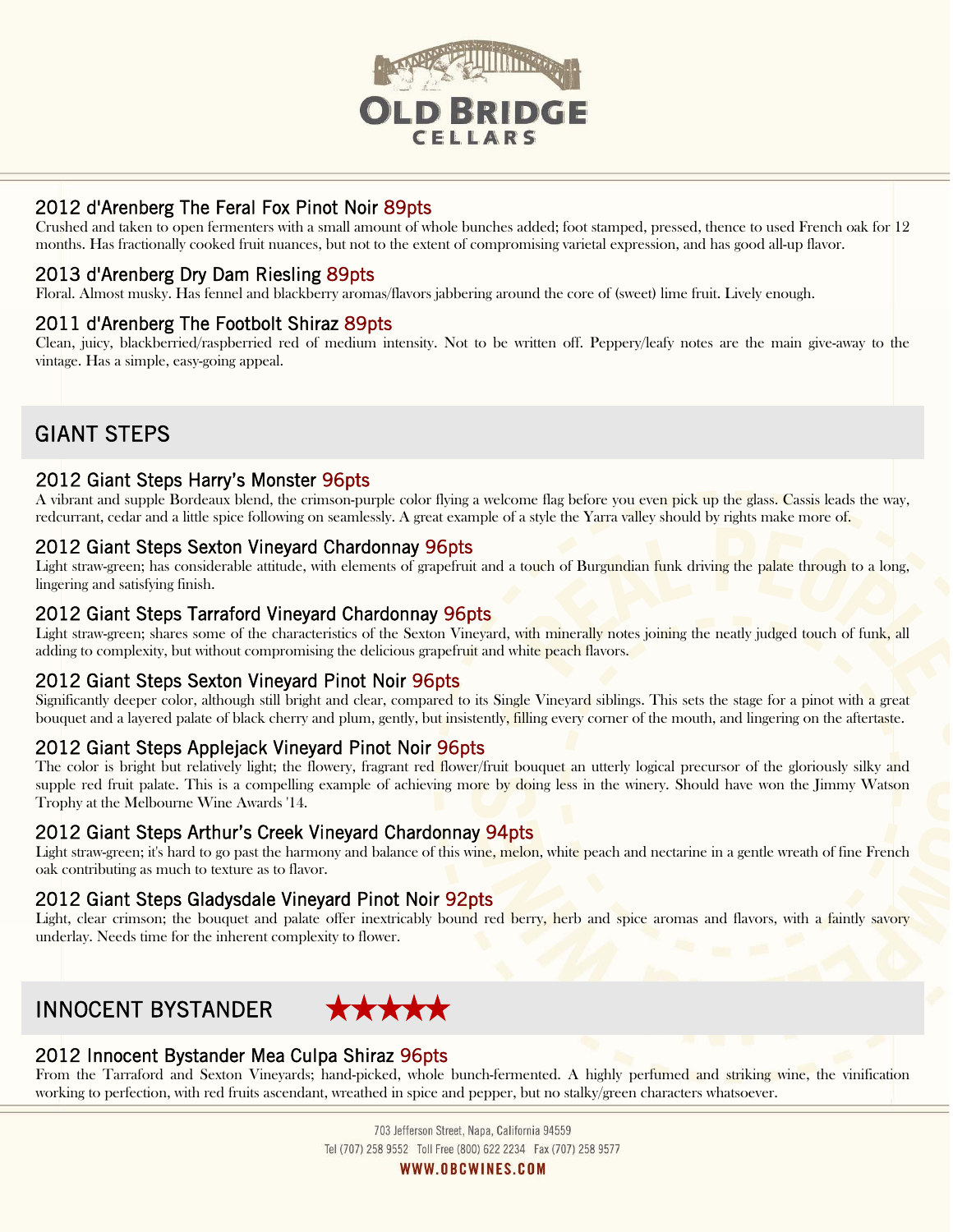### 2012 d'Arenberg The Feral Fox Pinot Noir 89pts

Crushed and taken to open fermenters with a small amount of whole bunches added; foot stamped, pressed, thence to used French oak for 12 months. Has fractionally cooked fruit nuances, but not to the extent of compromising varietal expression, and has good all-up flavor.

### 2013 d'Arenberg Dry Dam Riesling 89pts

Floral. Almost musky. Has fennel and blackberry aromas/flavors jabbering around the core of (sweet) lime fruit. Lively enough.

### 2011 d'Arenberg The Footbolt Shiraz 89pts

Clean, juicy, blackberried/raspberried red of medium intensity. Not to be written off. Peppery/leafy notes are the main give-away to the vintage. Has a simple, easy-going appeal.

## GIANT STEPS

### 2012 Giant Steps Harry's Monster 96pts

A vibrant and supple Bordeaux blend, the crimson-purple color flying a welcome flag before you even pick up the glass. Cassis leads the way, redcurrant, cedar and a little spice following on seamlessly. A great example of a style the Yarra valley should by rights make more of.

### 2012 Giant Steps Sexton Vineyard Chardonnay 96pts

Light straw-green; has considerable attitude, with elements of grapefruit and a touch of Burgundian funk driving the palate through to a long, lingering and satisfying finish.

### 2012 Giant Steps Tarraford Vineyard Chardonnay 96pts

Light straw-green; shares some of the characteristics of the Sexton Vineyard, with minerally notes joining the neatly judged touch of funk, all adding to complexity, but without compromising the delicious grapefruit and white peach flavors.

### 2012 Giant Steps Sexton Vineyard Pinot Noir 96pts

Significantly deeper color, although still bright and clear, compared to its Single Vineyard siblings. This sets the stage for a pinot with a great bouquet and a layered palate of black cherry and plum, gently, but insistently, filling every corner of the mouth, and lingering on the aftertaste.

### 2012 Giant Steps Applejack Vineyard Pinot Noir 96pts

The color is bright but relatively light; the flowery, fragrant red flower/fruit bouquet an utterly logical precursor of the gloriously silky and supple red fruit palate. This is a compelling example of achieving more by doing less in the winery. Should have won the Jimmy Watson Trophy at the Melbourne Wine Awards '14.

### 2012 Giant Steps Arthur's Creek Vineyard Chardonnay 94pts

Light straw-green; it's hard to go past the harmony and balance of this wine, melon, white peach and nectarine in a gentle wreath of fine French oak contributing as much to texture as to flavor.

### 2012 Giant Steps Gladysdale Vineyard Pinot Noir 92pts

Light, clear crimson; the bouquet and palate offer inextricably bound red berry, herb and spice aromas and flavors, with a faintly savory underlay. Needs time for the inherent complexity to flower.

## INNOCENT BYSTANDER ★★★★★

### 2012 Innocent Bystander Mea Culpa Shiraz 96pts

From the Tarraford and Sexton Vineyards; hand-picked, whole bunch-fermented. A highly perfumed and striking wine, the vinification working to perfection, with red fruits ascendant, wreathed in spice and pepper, but no stalky/green characters whatsoever.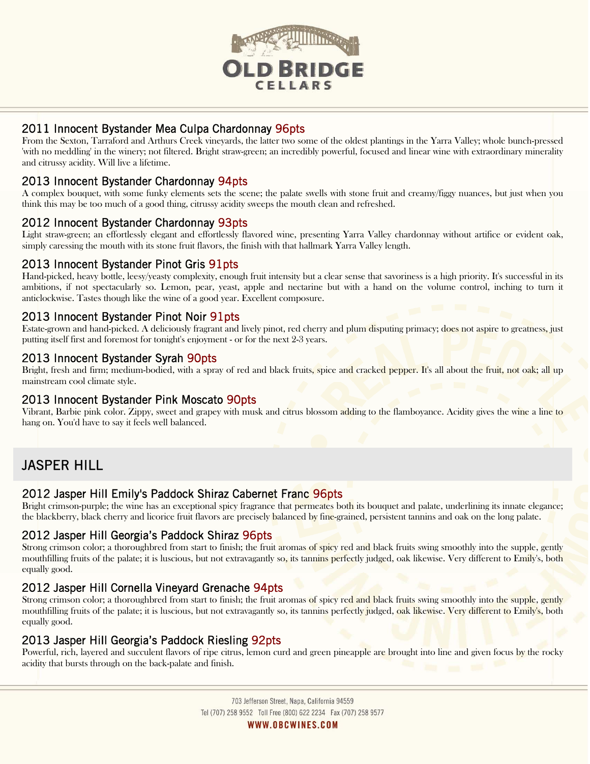## 2011 Innocent Bystander Mea Culpa Chardonnay 96pts

From the Sexton, Tarraford and Arthurs Creek vineyards, the latter two some of the oldest plantings in the Yarra Valley; whole bunch-pressed 'with no meddling' in the winery; not filtered. Bright straw-green; an incredibly powerful, focused and linear wine with extraordinary minerality and citrussy acidity. Will live a lifetime.

## 2013 Innocent Bystander Chardonnay 94pts

A complex bouquet, with some funky elements sets the scene; the palate swells with stone fruit and creamy/figgy nuances, but just when you think this may be too much of a good thing, citrussy acidity sweeps the mouth clean and refreshed.

## 2012 Innocent Bystander Chardonnay 93pts

Light straw-green; an effortlessly elegant and effortlessly flavored wine, presenting Yarra Valley chardonnay without artifice or evident oak, simply caressing the mouth with its stone fruit flavors, the finish with that hallmark Yarra Valley length.

## 2013 Innocent Bystander Pinot Gris 91pts

Hand-picked, heavy bottle, leesy/yeasty complexity, enough fruit intensity but a clear sense that savoriness is a high priority. It's successful in its ambitions, if not spectacularly so. Lemon, pear, yeast, apple and nectarine but with a hand on the volume control, inching to turn it anticlockwise. Tastes though like the wine of a good year. Excellent composure.

## 2013 Innocent Bystander Pinot Noir 91pts

Estate-grown and hand-picked. A deliciously fragrant and lively pinot, red cherry and plum disputing primacy; does not aspire to greatness, just putting itself first and foremost for tonight's enjoyment - or for the next 2-3 years.

## 2013 Innocent Bystander Syrah 90pts

Bright, fresh and firm; medium-bodied, with a spray of red and black fruits, spice and cracked pepper. It's all about the fruit, not oak; all up mainstream cool climate style.

## 2013 Innocent Bystander Pink Moscato 90pts

Vibrant, Barbie pink color. Zippy, sweet and grapey with musk and citrus blossom adding to the flamboyance. Acidity gives the wine a line to hang on. You'd have to say it feels well balanced.

# JASPER HILL

## 2012 Jasper Hill Emily's Paddock Shiraz Cabernet Franc 96pts

Bright crimson-purple; the wine has an exceptional spicy fragrance that permeates both its bouquet and palate, underlining its innate elegance; the blackberry, black cherry and licorice fruit flavors are precisely balanced by fine-grained, persistent tannins and oak on the long palate.

## 2012 Jasper Hill Georgia's Paddock Shiraz 96pts

Strong crimson color; a thoroughbred from start to finish; the fruit aromas of spicy red and black fruits swing smoothly into the supple, gently mouthfilling fruits of the palate; it is luscious, but not extravagantly so, its tannins perfectly judged, oak likewise. Very different to Emily's, both equally good.

## 2012 Jasper Hill Cornella Vineyard Grenache 94pts

Strong crimson color; a thoroughbred from start to finish; the fruit aromas of spicy red and black fruits swing smoothly into the supple, gently mouthfilling fruits of the palate; it is luscious, but not extravagantly so, its tannins perfectly judged, oak likewise. Very different to Emily's, both equally good.

## 2013 Jasper Hill Georgia's Paddock Riesling 92pts

Powerful, rich, layered and succulent flavors of ripe citrus, lemon curd and green pineapple are brought into line and given focus by the rocky acidity that bursts through on the back-palate and finish.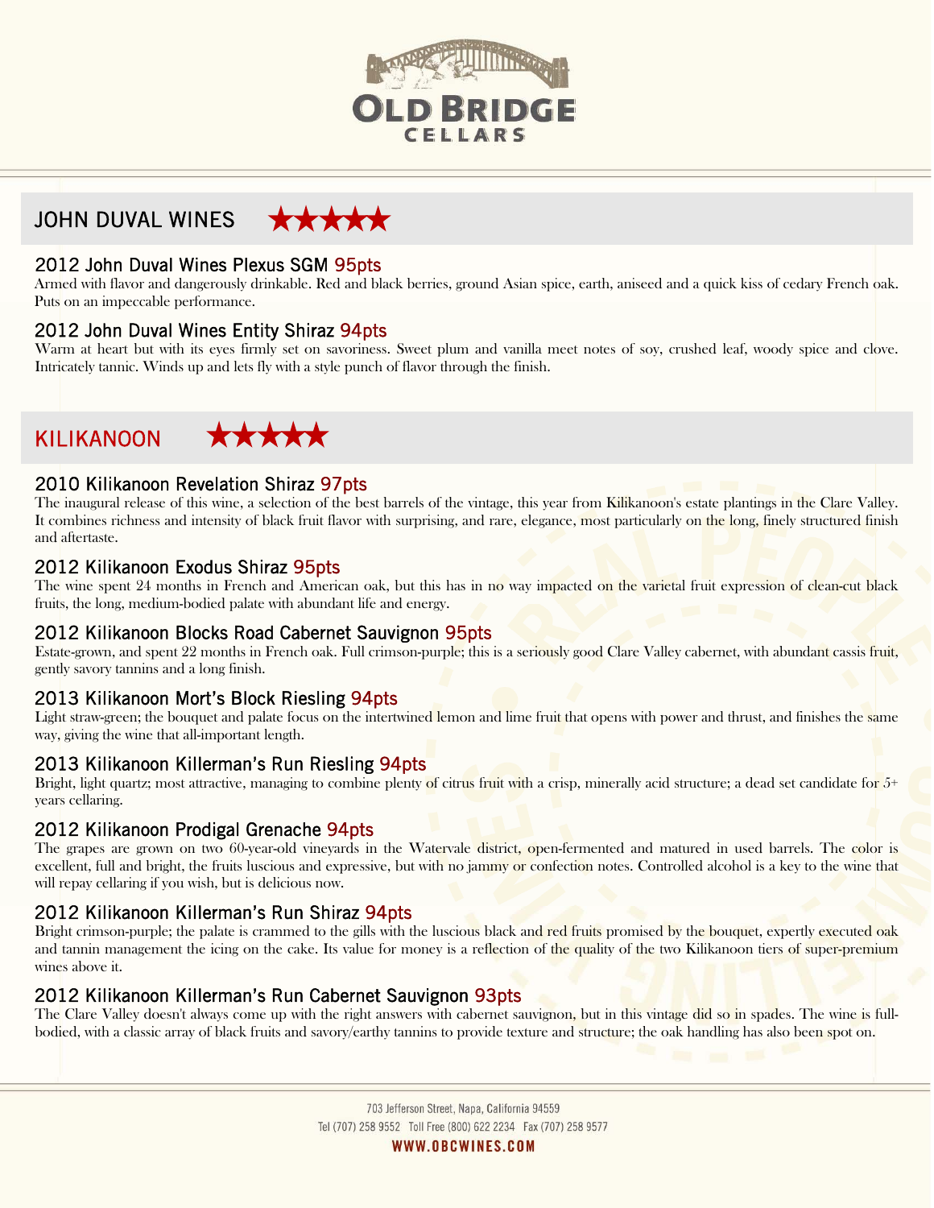# OLD BRIDGE CELLARS

## JOHN DUVAL WINES ★★★★★

### 2012 John Duval Wines Plexus SGM 95pts

Armed with flavor and dangerously drinkable. Red and black berries, ground Asian spice, earth, aniseed and a quick kiss of cedary French oak. Puts on an impeccable performance.

### 2012 John Duval Wines Entity Shiraz 94pts

Warm at heart but with its eyes firmly set on savoriness. Sweet plum and vanilla meet notes of soy, crushed leaf, woody spice and clove. Intricately tannic. Winds up and lets fly with a style punch of flavor through the finish.

## KILIKANOON ★★★★★

### 2010 Kilikanoon Revelation Shiraz 97pts

The inaugural release of this wine, a selection of the best barrels of the vintage, this year from Kilikanoon's estate plantings in the Clare Valley. It combines richness and intensity of black fruit flavor with surprising, and rare, elegance, most particularly on the long, finely structured finish and aftertaste.

### 2012 Kilikanoon Exodus Shiraz 95pts

The wine spent 24 months in French and American oak, but this has in no way impacted on the varietal fruit expression of clean-cut black fruits, the long, medium-bodied palate with abundant life and energy.

### 2012 Kilikanoon Blocks Road Cabernet Sauvignon 95pts

Estate-grown, and spent 22 months in French oak. Full crimson-purple; this is a seriously good Clare Valley cabernet, with abundant cassis fruit, gently savory tannins and a long finish.

### 2013 Kilikanoon Mort's Block Riesling 94pts

Light straw-green; the bouquet and palate focus on the intertwined lemon and lime fruit that opens with power and thrust, and finishes the same way, giving the wine that all-important length.

### 2013 Kilikanoon Killerman's Run Riesling 94pts

Bright, light quartz; most attractive, managing to combine plenty of citrus fruit with a crisp, minerally acid structure; a dead set candidate for 5+ years cellaring.

### 2012 Kilikanoon Prodigal Grenache 94pts

The grapes are grown on two 60-year-old vineyards in the Watervale district, open-fermented and matured in used barrels. The color is excellent, full and bright, the fruits luscious and expressive, but with no jammy or confection notes. Controlled alcohol is a key to the wine that will repay cellaring if you wish, but is delicious now.

### 2012 Kilikanoon Killerman's Run Shiraz 94pts

Bright crimson-purple; the palate is crammed to the gills with the luscious black and red fruits promised by the bouquet, expertly executed oak and tannin management the icing on the cake. Its value for money is a reflection of the quality of the two Kilikanoon tiers of super-premium wines above it.

### 2012 Kilikanoon Killerman's Run Cabernet Sauvignon 93pts

The Clare Valley doesn't always come up with the right answers with cabernet sauvignon, but in this vintage did so in spades. The wine is full-bodied, with a classic array of black fruits and savory/earthy tannins to provide texture and structure; the oak handling has also been spot on.

703 Jefferson Street, Napa, California 94559
Tel (707) 258 9552 Toll Free (800) 622 2234 Fax (707) 258 9577
WWW.OBCWINES.COM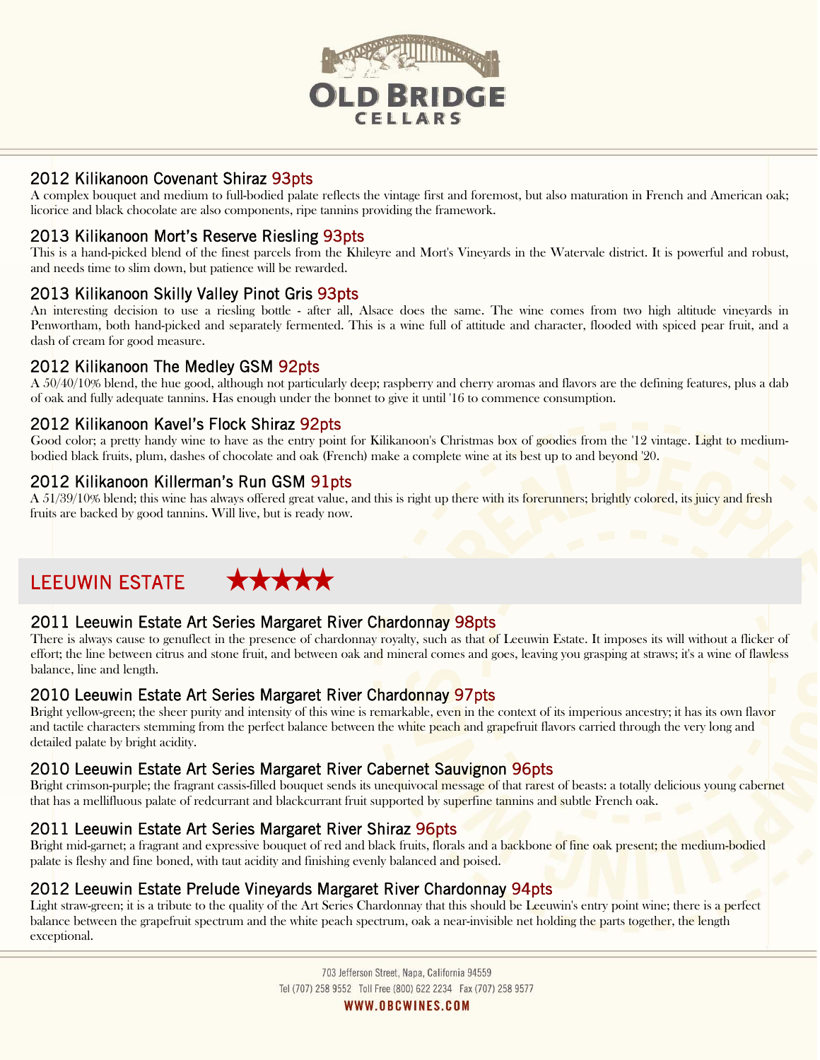### 2012 Kilikanoon Covenant Shiraz 93pts

A complex bouquet and medium to full-bodied palate reflects the vintage first and foremost, but also maturation in French and American oak; licorice and black chocolate are also components, ripe tannins providing the framework.

### 2013 Kilikanoon Mort's Reserve Riesling 93pts

This is a hand-picked blend of the finest parcels from the Khileyre and Mort's Vineyards in the Watervale district. It is powerful and robust, and needs time to slim down, but patience will be rewarded.

### 2013 Kilikanoon Skilly Valley Pinot Gris 93pts

An interesting decision to use a riesling bottle - after all, Alsace does the same. The wine comes from two high altitude vineyards in Penwortham, both hand-picked and separately fermented. This is a wine full of attitude and character, flooded with spiced pear fruit, and a dash of cream for good measure.

### 2012 Kilikanoon The Medley GSM 92pts

A 50/40/10% blend, the hue good, although not particularly deep; raspberry and cherry aromas and flavors are the defining features, plus a dab of oak and fully adequate tannins. Has enough under the bonnet to give it until '16 to commence consumption.

### 2012 Kilikanoon Kavel's Flock Shiraz 92pts

Good color; a pretty handy wine to have as the entry point for Kilikanoon's Christmas box of goodies from the '12 vintage. Light to medium-bodied black fruits, plum, dashes of chocolate and oak (French) make a complete wine at its best up to and beyond '20.

### 2012 Kilikanoon Killerman's Run GSM 91pts

A 51/39/10% blend; this wine has always offered great value, and this is right up there with its forerunners; brightly colored, its juicy and fresh fruits are backed by good tannins. Will live, but is ready now.

## LEEUWIN ESTATE ★★★★★

### 2011 Leeuwin Estate Art Series Margaret River Chardonnay 98pts

There is always cause to genuflect in the presence of chardonnay royalty, such as that of Leeuwin Estate. It imposes its will without a flicker of effort; the line between citrus and stone fruit, and between oak and mineral comes and goes, leaving you grasping at straws; it's a wine of flawless balance, line and length.

### 2010 Leeuwin Estate Art Series Margaret River Chardonnay 97pts

Bright yellow-green; the sheer purity and intensity of this wine is remarkable, even in the context of its imperious ancestry; it has its own flavor and tactile characters stemming from the perfect balance between the white peach and grapefruit flavors carried through the very long and detailed palate by bright acidity.

### 2010 Leeuwin Estate Art Series Margaret River Cabernet Sauvignon 96pts

Bright crimson-purple; the fragrant cassis-filled bouquet sends its unequivocal message of that rarest of beasts: a totally delicious young cabernet that has a mellifluous palate of redcurrant and blackcurrant fruit supported by superfine tannins and subtle French oak.

### 2011 Leeuwin Estate Art Series Margaret River Shiraz 96pts

Bright mid-garnet; a fragrant and expressive bouquet of red and black fruits, florals and a backbone of fine oak present; the medium-bodied palate is fleshy and fine boned, with taut acidity and finishing evenly balanced and poised.

### 2012 Leeuwin Estate Prelude Vineyards Margaret River Chardonnay 94pts

Light straw-green; it is a tribute to the quality of the Art Series Chardonnay that this should be Leeuwin's entry point wine; there is a perfect balance between the grapefruit spectrum and the white peach spectrum, oak a near-invisible net holding the parts together, the length exceptional.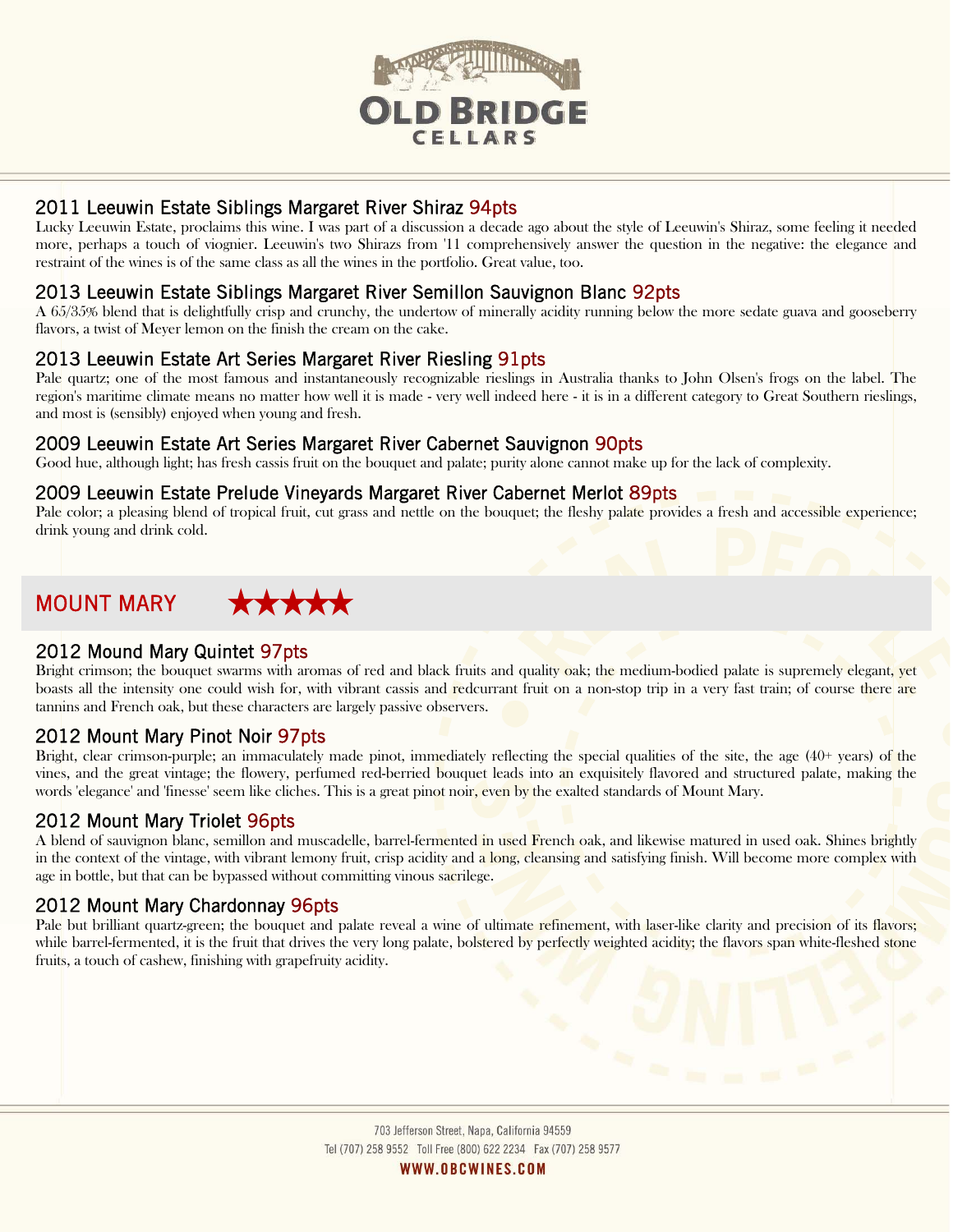## 2011 Leeuwin Estate Siblings Margaret River Shiraz 94pts

Lucky Leeuwin Estate, proclaims this wine. I was part of a discussion a decade ago about the style of Leeuwin's Shiraz, some feeling it needed more, perhaps a touch of viognier. Leeuwin's two Shirazs from '11 comprehensively answer the question in the negative: the elegance and restraint of the wines is of the same class as all the wines in the portfolio. Great value, too.

## 2013 Leeuwin Estate Siblings Margaret River Semillon Sauvignon Blanc 92pts

A 65/35% blend that is delightfully crisp and crunchy, the undertow of minerally acidity running below the more sedate guava and gooseberry flavors, a twist of Meyer lemon on the finish the cream on the cake.

## 2013 Leeuwin Estate Art Series Margaret River Riesling 91pts

Pale quartz; one of the most famous and instantaneously recognizable rieslings in Australia thanks to John Olsen's frogs on the label. The region's maritime climate means no matter how well it is made - very well indeed here - it is in a different category to Great Southern rieslings, and most is (sensibly) enjoyed when young and fresh.

## 2009 Leeuwin Estate Art Series Margaret River Cabernet Sauvignon 90pts

Good hue, although light; has fresh cassis fruit on the bouquet and palate; purity alone cannot make up for the lack of complexity.

## 2009 Leeuwin Estate Prelude Vineyards Margaret River Cabernet Merlot 89pts

Pale color; a pleasing blend of tropical fruit, cut grass and nettle on the bouquet; the fleshy palate provides a fresh and accessible experience; drink young and drink cold.

# MOUNT MARY ★★★★★

## 2012 Mound Mary Quintet 97pts

Bright crimson; the bouquet swarms with aromas of red and black fruits and quality oak; the medium-bodied palate is supremely elegant, yet boasts all the intensity one could wish for, with vibrant cassis and redcurrant fruit on a non-stop trip in a very fast train; of course there are tannins and French oak, but these characters are largely passive observers.

## 2012 Mount Mary Pinot Noir 97pts

Bright, clear crimson-purple; an immaculately made pinot, immediately reflecting the special qualities of the site, the age (40+ years) of the vines, and the great vintage; the flowery, perfumed red-berried bouquet leads into an exquisitely flavored and structured palate, making the words 'elegance' and 'finesse' seem like cliches. This is a great pinot noir, even by the exalted standards of Mount Mary.

## 2012 Mount Mary Triolet 96pts

A blend of sauvignon blanc, semillon and muscadelle, barrel-fermented in used French oak, and likewise matured in used oak. Shines brightly in the context of the vintage, with vibrant lemony fruit, crisp acidity and a long, cleansing and satisfying finish. Will become more complex with age in bottle, but that can be bypassed without committing vinous sacrilege.

## 2012 Mount Mary Chardonnay 96pts

Pale but brilliant quartz-green; the bouquet and palate reveal a wine of ultimate refinement, with laser-like clarity and precision of its flavors; while barrel-fermented, it is the fruit that drives the very long palate, bolstered by perfectly weighted acidity; the flavors span white-fleshed stone fruits, a touch of cashew, finishing with grapefruity acidity.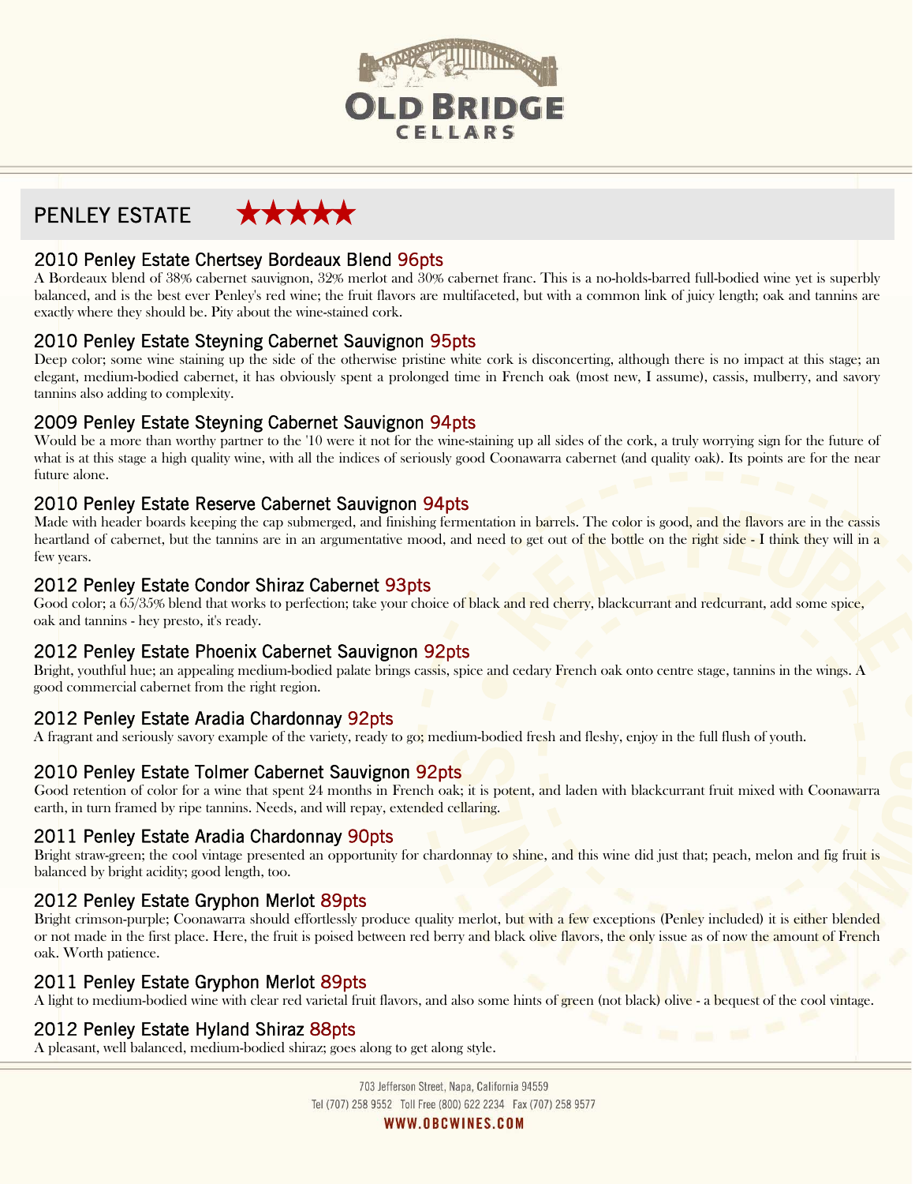# PENLEY ESTATE ★★★★★

## 2010 Penley Estate Chertsey Bordeaux Blend 96pts

A Bordeaux blend of 38% cabernet sauvignon, 32% merlot and 30% cabernet franc. This is a no-holds-barred full-bodied wine yet is superbly balanced, and is the best ever Penley's red wine; the fruit flavors are multifaceted, but with a common link of juicy length; oak and tannins are exactly where they should be. Pity about the wine-stained cork.

## 2010 Penley Estate Steyning Cabernet Sauvignon 95pts

Deep color; some wine staining up the side of the otherwise pristine white cork is disconcerting, although there is no impact at this stage; an elegant, medium-bodied cabernet, it has obviously spent a prolonged time in French oak (most new, I assume), cassis, mulberry, and savory tannins also adding to complexity.

## 2009 Penley Estate Steyning Cabernet Sauvignon 94pts

Would be a more than worthy partner to the '10 were it not for the wine-staining up all sides of the cork, a truly worrying sign for the future of what is at this stage a high quality wine, with all the indices of seriously good Coonawarra cabernet (and quality oak). Its points are for the near future alone.

## 2010 Penley Estate Reserve Cabernet Sauvignon 94pts

Made with header boards keeping the cap submerged, and finishing fermentation in barrels. The color is good, and the flavors are in the cassis heartland of cabernet, but the tannins are in an argumentative mood, and need to get out of the bottle on the right side - I think they will in a few years.

## 2012 Penley Estate Condor Shiraz Cabernet 93pts

Good color; a 65/35% blend that works to perfection; take your choice of black and red cherry, blackcurrant and redcurrant, add some spice, oak and tannins - hey presto, it's ready.

## 2012 Penley Estate Phoenix Cabernet Sauvignon 92pts

Bright, youthful hue; an appealing medium-bodied palate brings cassis, spice and cedary French oak onto centre stage, tannins in the wings. A good commercial cabernet from the right region.

## 2012 Penley Estate Aradia Chardonnay 92pts

A fragrant and seriously savory example of the variety, ready to go; medium-bodied fresh and fleshy, enjoy in the full flush of youth.

## 2010 Penley Estate Tolmer Cabernet Sauvignon 92pts

Good retention of color for a wine that spent 24 months in French oak; it is potent, and laden with blackcurrant fruit mixed with Coonawarra earth, in turn framed by ripe tannins. Needs, and will repay, extended cellaring.

## 2011 Penley Estate Aradia Chardonnay 90pts

Bright straw-green; the cool vintage presented an opportunity for chardonnay to shine, and this wine did just that; peach, melon and fig fruit is balanced by bright acidity; good length, too.

## 2012 Penley Estate Gryphon Merlot 89pts

Bright crimson-purple; Coonawarra should effortlessly produce quality merlot, but with a few exceptions (Penley included) it is either blended or not made in the first place. Here, the fruit is poised between red berry and black olive flavors, the only issue as of now the amount of French oak. Worth patience.

## 2011 Penley Estate Gryphon Merlot 89pts

A light to medium-bodied wine with clear red varietal fruit flavors, and also some hints of green (not black) olive - a bequest of the cool vintage.

## 2012 Penley Estate Hyland Shiraz 88pts

A pleasant, well balanced, medium-bodied shiraz; goes along to get along style.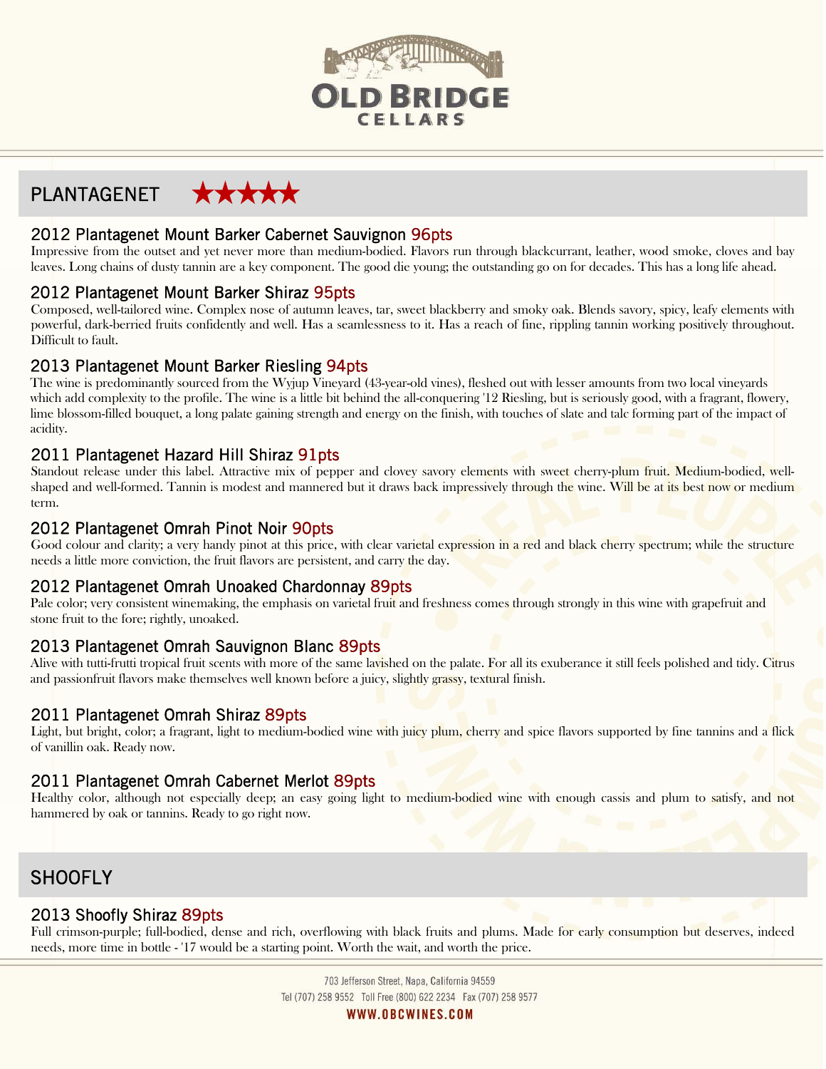# OLD BRIDGE CELLARS

## PLANTAGENET ★★★★★

### 2012 Plantagenet Mount Barker Cabernet Sauvignon 96pts

Impressive from the outset and yet never more than medium-bodied. Flavors run through blackcurrant, leather, wood smoke, cloves and bay leaves. Long chains of dusty tannin are a key component. The good die young; the outstanding go on for decades. This has a long life ahead.

### 2012 Plantagenet Mount Barker Shiraz 95pts

Composed, well-tailored wine. Complex nose of autumn leaves, tar, sweet blackberry and smoky oak. Blends savory, spicy, leafy elements with powerful, dark-berried fruits confidently and well. Has a seamlessness to it. Has a reach of fine, rippling tannin working positively throughout. Difficult to fault.

### 2013 Plantagenet Mount Barker Riesling 94pts

The wine is predominantly sourced from the Wyjup Vineyard (43-year-old vines), fleshed out with lesser amounts from two local vineyards which add complexity to the profile. The wine is a little bit behind the all-conquering '12 Riesling, but is seriously good, with a fragrant, flowery, lime blossom-filled bouquet, a long palate gaining strength and energy on the finish, with touches of slate and talc forming part of the impact of acidity.

### 2011 Plantagenet Hazard Hill Shiraz 91pts

Standout release under this label. Attractive mix of pepper and clovey savory elements with sweet cherry-plum fruit. Medium-bodied, well-shaped and well-formed. Tannin is modest and mannered but it draws back impressively through the wine. Will be at its best now or medium term.

### 2012 Plantagenet Omrah Pinot Noir 90pts

Good colour and clarity; a very handy pinot at this price, with clear varietal expression in a red and black cherry spectrum; while the structure needs a little more conviction, the fruit flavors are persistent, and carry the day.

### 2012 Plantagenet Omrah Unoaked Chardonnay 89pts

Pale color; very consistent winemaking, the emphasis on varietal fruit and freshness comes through strongly in this wine with grapefruit and stone fruit to the fore; rightly, unoaked.

### 2013 Plantagenet Omrah Sauvignon Blanc 89pts

Alive with tutti-frutti tropical fruit scents with more of the same lavished on the palate. For all its exuberance it still feels polished and tidy. Citrus and passionfruit flavors make themselves well known before a juicy, slightly grassy, textural finish.

### 2011 Plantagenet Omrah Shiraz 89pts

Light, but bright, color; a fragrant, light to medium-bodied wine with juicy plum, cherry and spice flavors supported by fine tannins and a flick of vanillin oak. Ready now.

### 2011 Plantagenet Omrah Cabernet Merlot 89pts

Healthy color, although not especially deep; an easy going light to medium-bodied wine with enough cassis and plum to satisfy, and not hammered by oak or tannins. Ready to go right now.

## SHOOFLY

### 2013 Shoofly Shiraz 89pts

Full crimson-purple; full-bodied, dense and rich, overflowing with black fruits and plums. Made for early consumption but deserves, indeed needs, more time in bottle - '17 would be a starting point. Worth the wait, and worth the price.

703 Jefferson Street, Napa, California 94559
Tel (707) 258 9552 Toll Free (800) 622 2234 Fax (707) 258 9577
WWW.OBCWINES.COM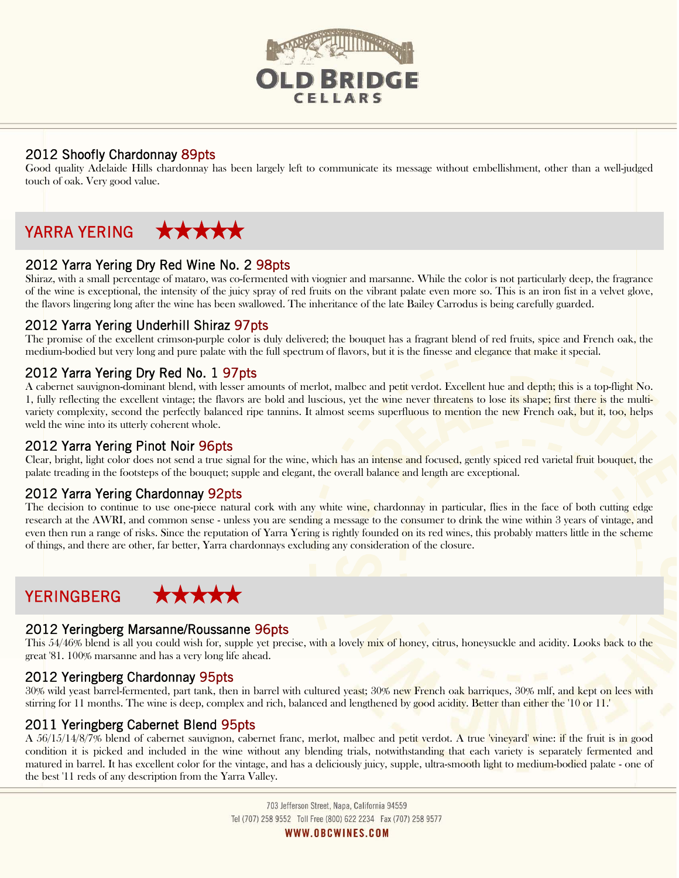## 2012 Shoofly Chardonnay 89pts

Good quality Adelaide Hills chardonnay has been largely left to communicate its message without embellishment, other than a well-judged touch of oak. Very good value.

# YARRA YERING ★★★★★

## 2012 Yarra Yering Dry Red Wine No. 2 98pts

Shiraz, with a small percentage of mataro, was co-fermented with viognier and marsanne. While the color is not particularly deep, the fragrance of the wine is exceptional, the intensity of the juicy spray of red fruits on the vibrant palate even more so. This is an iron fist in a velvet glove, the flavors lingering long after the wine has been swallowed. The inheritance of the late Bailey Carrodus is being carefully guarded.

## 2012 Yarra Yering Underhill Shiraz 97pts

The promise of the excellent crimson-purple color is duly delivered; the bouquet has a fragrant blend of red fruits, spice and French oak, the medium-bodied but very long and pure palate with the full spectrum of flavors, but it is the finesse and elegance that make it special.

## 2012 Yarra Yering Dry Red No. 1 97pts

A cabernet sauvignon-dominant blend, with lesser amounts of merlot, malbec and petit verdot. Excellent hue and depth; this is a top-flight No. 1, fully reflecting the excellent vintage; the flavors are bold and luscious, yet the wine never threatens to lose its shape; first there is the multi-variety complexity, second the perfectly balanced ripe tannins. It almost seems superfluous to mention the new French oak, but it, too, helps weld the wine into its utterly coherent whole.

## 2012 Yarra Yering Pinot Noir 96pts

Clear, bright, light color does not send a true signal for the wine, which has an intense and focused, gently spiced red varietal fruit bouquet, the palate treading in the footsteps of the bouquet; supple and elegant, the overall balance and length are exceptional.

## 2012 Yarra Yering Chardonnay 92pts

The decision to continue to use one-piece natural cork with any white wine, chardonnay in particular, flies in the face of both cutting edge research at the AWRI, and common sense - unless you are sending a message to the consumer to drink the wine within 3 years of vintage, and even then run a range of risks. Since the reputation of Yarra Yering is rightly founded on its red wines, this probably matters little in the scheme of things, and there are other, far better, Yarra chardonnays excluding any consideration of the closure.

# YERINGBERG ★★★★★

## 2012 Yeringberg Marsanne/Roussanne 96pts

This 54/46% blend is all you could wish for, supple yet precise, with a lovely mix of honey, citrus, honeysuckle and acidity. Looks back to the great '81. 100% marsanne and has a very long life ahead.

## 2012 Yeringberg Chardonnay 95pts

30% wild yeast barrel-fermented, part tank, then in barrel with cultured yeast; 30% new French oak barriques, 30% mlf, and kept on lees with stirring for 11 months. The wine is deep, complex and rich, balanced and lengthened by good acidity. Better than either the '10 or 11.'

## 2011 Yeringberg Cabernet Blend 95pts

A 56/15/14/8/7% blend of cabernet sauvignon, cabernet franc, merlot, malbec and petit verdot. A true 'vineyard' wine: if the fruit is in good condition it is picked and included in the wine without any blending trials, notwithstanding that each variety is separately fermented and matured in barrel. It has excellent color for the vintage, and has a deliciously juicy, supple, ultra-smooth light to medium-bodied palate - one of the best '11 reds of any description from the Yarra Valley.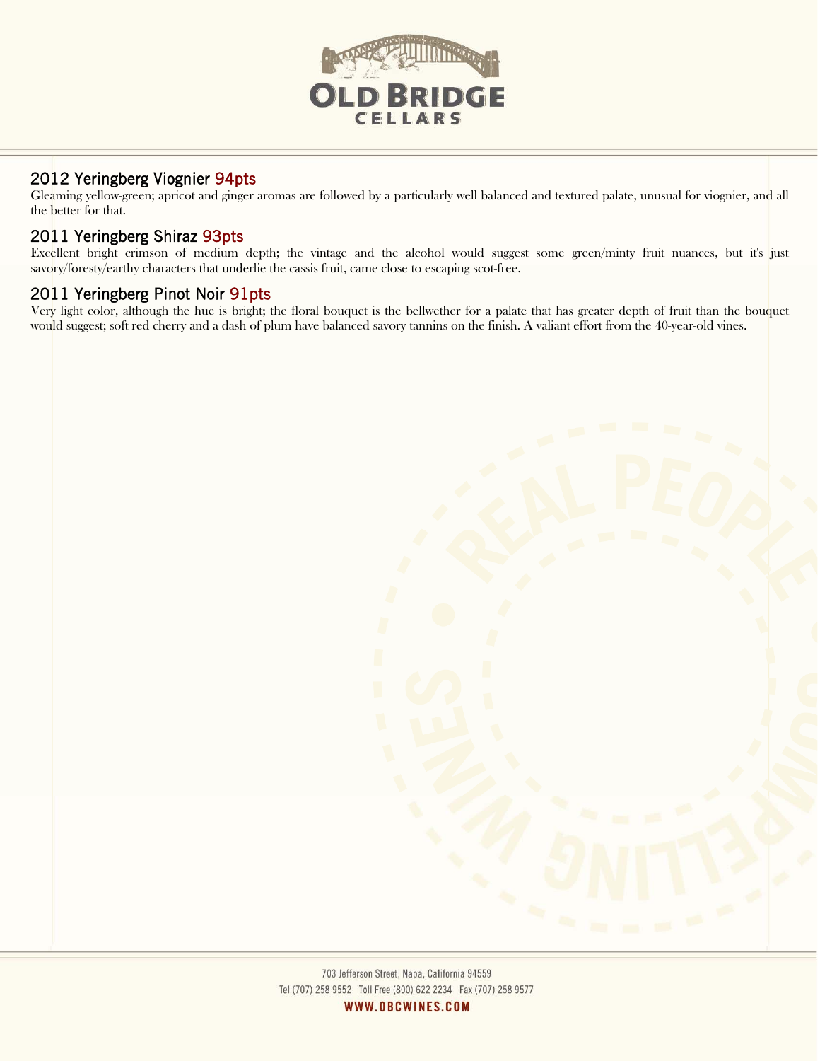## 2012 Yeringberg Viognier 94pts

Gleaming yellow-green; apricot and ginger aromas are followed by a particularly well balanced and textured palate, unusual for viognier, and all the better for that.

## 2011 Yeringberg Shiraz 93pts

Excellent bright crimson of medium depth; the vintage and the alcohol would suggest some green/minty fruit nuances, but it's just savory/foresty/earthy characters that underlie the cassis fruit, came close to escaping scot-free.

## 2011 Yeringberg Pinot Noir 91pts

Very light color, although the hue is bright; the floral bouquet is the bellwether for a palate that has greater depth of fruit than the bouquet would suggest; soft red cherry and a dash of plum have balanced savory tannins on the finish. A valiant effort from the 40-year-old vines.